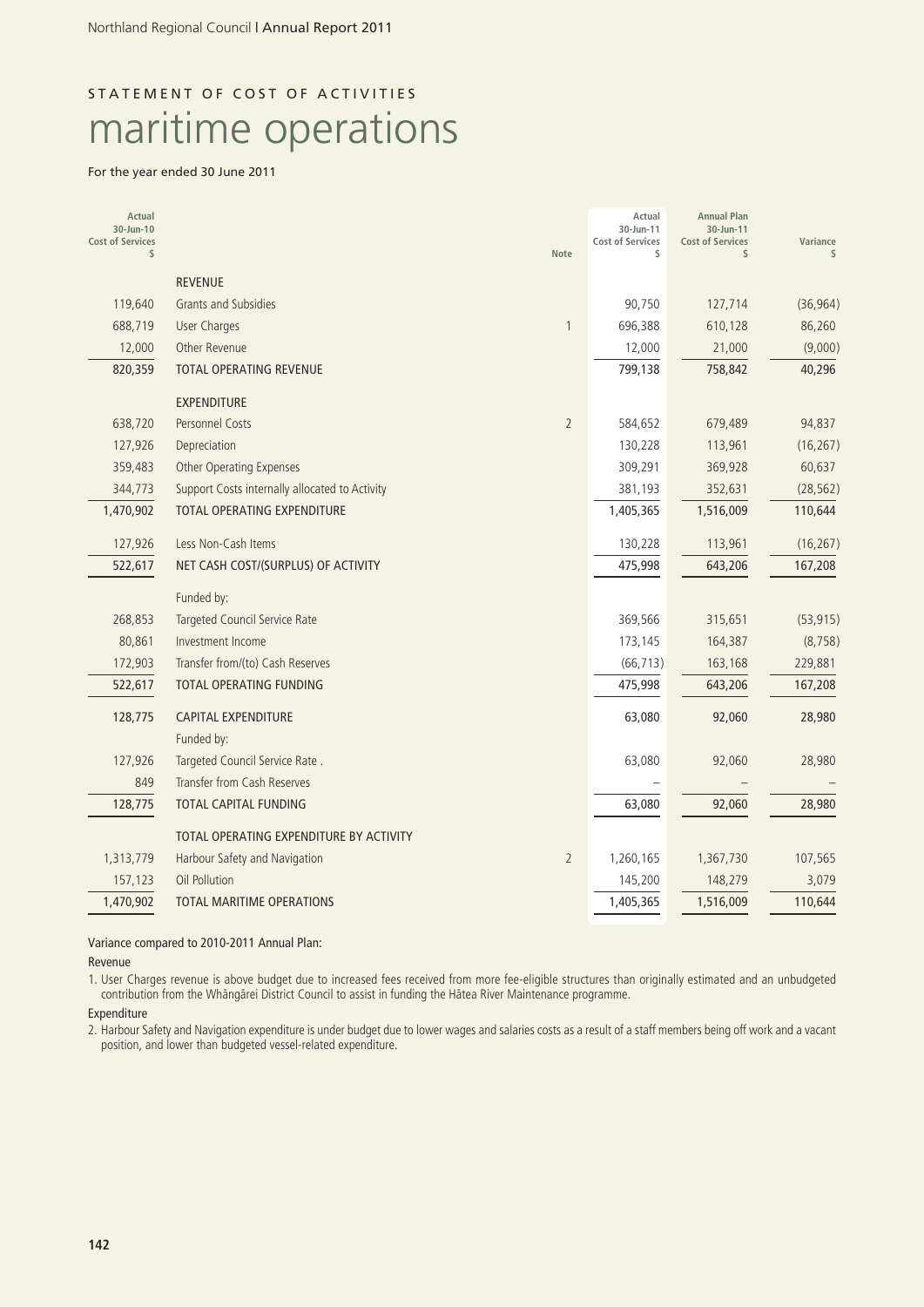STATEMENT OF COST OF ACTIVITIES

# maritime operations

For the year ended 30 June 2011

| Actual 30-Jun-10 Cost of Services $ | | Note | Actual 30-Jun-11 Cost of Services $ | Annual Plan 30-Jun-11 Cost of Services $ | Variance $ |
|---|---|---|---|---|---|
| | REVENUE | | | | |
| 119,640 | Grants and Subsidies | | 90,750 | 127,714 | (36,964) |
| 688,719 | User Charges | 1 | 696,388 | 610,128 | 86,260 |
| 12,000 | Other Revenue | | 12,000 | 21,000 | (9,000) |
| 820,359 | TOTAL OPERATING REVENUE | | 799,138 | 758,842 | 40,296 |
| | EXPENDITURE | | | | |
| 638,720 | Personnel Costs | 2 | 584,652 | 679,489 | 94,837 |
| 127,926 | Depreciation | | 130,228 | 113,961 | (16,267) |
| 359,483 | Other Operating Expenses | | 309,291 | 369,928 | 60,637 |
| 344,773 | Support Costs internally allocated to Activity | | 381,193 | 352,631 | (28,562) |
| 1,470,902 | TOTAL OPERATING EXPENDITURE | | 1,405,365 | 1,516,009 | 110,644 |
| 127,926 | Less Non-Cash Items | | 130,228 | 113,961 | (16,267) |
| 522,617 | NET CASH COST/(SURPLUS) OF ACTIVITY | | 475,998 | 643,206 | 167,208 |
| | Funded by: | | | | |
| 268,853 | Targeted Council Service Rate | | 369,566 | 315,651 | (53,915) |
| 80,861 | Investment Income | | 173,145 | 164,387 | (8,758) |
| 172,903 | Transfer from/(to) Cash Reserves | | (66,713) | 163,168 | 229,881 |
| 522,617 | TOTAL OPERATING FUNDING | | 475,998 | 643,206 | 167,208 |
| 128,775 | CAPITAL EXPENDITURE | | 63,080 | 92,060 | 28,980 |
| | Funded by: | | | | |
| 127,926 | Targeted Council Service Rate . | | 63,080 | 92,060 | 28,980 |
| 849 | Transfer from Cash Reserves | | – | – | – |
| 128,775 | TOTAL CAPITAL FUNDING | | 63,080 | 92,060 | 28,980 |
| | TOTAL OPERATING EXPENDITURE BY ACTIVITY | | | | |
| 1,313,779 | Harbour Safety and Navigation | 2 | 1,260,165 | 1,367,730 | 107,565 |
| 157,123 | Oil Pollution | | 145,200 | 148,279 | 3,079 |
| 1,470,902 | TOTAL MARITIME OPERATIONS | | 1,405,365 | 1,516,009 | 110,644 |

Variance compared to 2010-2011 Annual Plan:

Revenue

1. User Charges revenue is above budget due to increased fees received from more fee-eligible structures than originally estimated and an unbudgeted contribution from the Whāngārei District Council to assist in funding the Hātea River Maintenance programme.

Expenditure

2. Harbour Safety and Navigation expenditure is under budget due to lower wages and salaries costs as a result of a staff members being off work and a vacant position, and lower than budgeted vessel-related expenditure.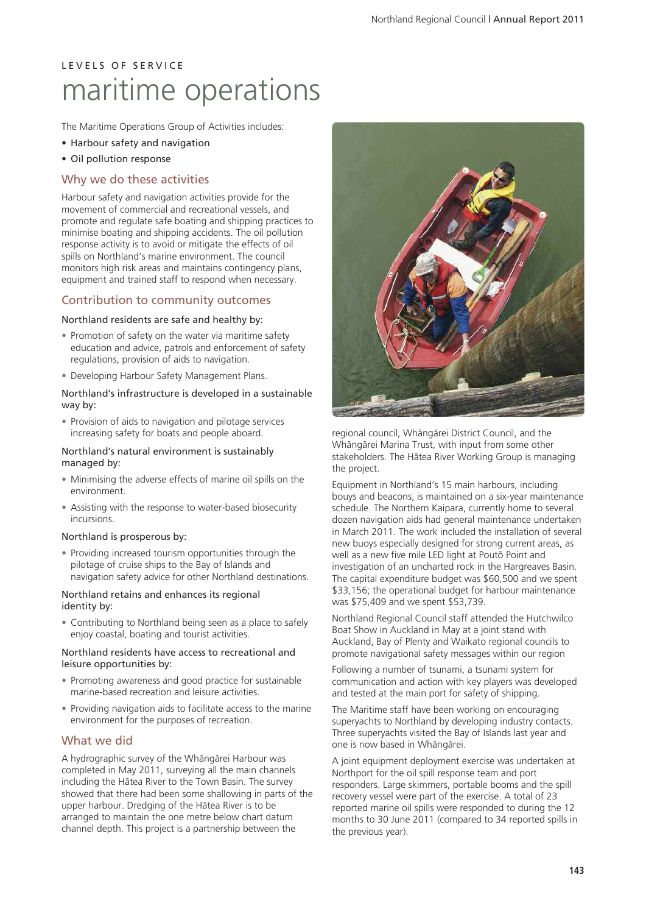LEVELS OF SERVICE

# maritime operations

The Maritime Operations Group of Activities includes:

- Harbour safety and navigation
- Oil pollution response

## Why we do these activities

Harbour safety and navigation activities provide for the movement of commercial and recreational vessels, and promote and regulate safe boating and shipping practices to minimise boating and shipping accidents. The oil pollution response activity is to avoid or mitigate the effects of oil spills on Northland's marine environment. The council monitors high risk areas and maintains contingency plans, equipment and trained staff to respond when necessary.

## Contribution to community outcomes

### Northland residents are safe and healthy by:

- Promotion of safety on the water via maritime safety education and advice, patrols and enforcement of safety regulations, provision of aids to navigation.
- Developing Harbour Safety Management Plans.

### Northland's infrastructure is developed in a sustainable way by:

- Provision of aids to navigation and pilotage services increasing safety for boats and people aboard.

### Northland's natural environment is sustainably managed by:

- Minimising the adverse effects of marine oil spills on the environment.
- Assisting with the response to water-based biosecurity incursions.

### Northland is prosperous by:

- Providing increased tourism opportunities through the pilotage of cruise ships to the Bay of Islands and navigation safety advice for other Northland destinations.

### Northland retains and enhances its regional identity by:

- Contributing to Northland being seen as a place to safely enjoy coastal, boating and tourist activities.

### Northland residents have access to recreational and leisure opportunities by:

- Promoting awareness and good practice for sustainable marine-based recreation and leisure activities.
- Providing navigation aids to facilitate access to the marine environment for the purposes of recreation.

## What we did

A hydrographic survey of the Whāngārei Harbour was completed in May 2011, surveying all the main channels including the Hātea River to the Town Basin. The survey showed that there had been some shallowing in parts of the upper harbour. Dredging of the Hātea River is to be arranged to maintain the one metre below chart datum channel depth. This project is a partnership between the regional council, Whāngārei District Council, and the Whāngārei Marina Trust, with input from some other stakeholders. The Hātea River Working Group is managing the project.

Equipment in Northland's 15 main harbours, including bouys and beacons, is maintained on a six-year maintenance schedule. The Northern Kaipara, currently home to several dozen navigation aids had general maintenance undertaken in March 2011. The work included the installation of several new buoys especially designed for strong current areas, as well as a new five mile LED light at Poutō Point and investigation of an uncharted rock in the Hargreaves Basin. The capital expenditure budget was $60,500 and we spent $33,156; the operational budget for harbour maintenance was $75,409 and we spent $53,739.

Northland Regional Council staff attended the Hutchwilco Boat Show in Auckland in May at a joint stand with Auckland, Bay of Plenty and Waikato regional councils to promote navigational safety messages within our region

Following a number of tsunami, a tsunami system for communication and action with key players was developed and tested at the main port for safety of shipping.

The Maritime staff have been working on encouraging superyachts to Northland by developing industry contacts. Three superyachts visited the Bay of Islands last year and one is now based in Whāngārei.

A joint equipment deployment exercise was undertaken at Northport for the oil spill response team and port responders. Large skimmers, portable booms and the spill recovery vessel were part of the exercise. A total of 23 reported marine oil spills were responded to during the 12 months to 30 June 2011 (compared to 34 reported spills in the previous year).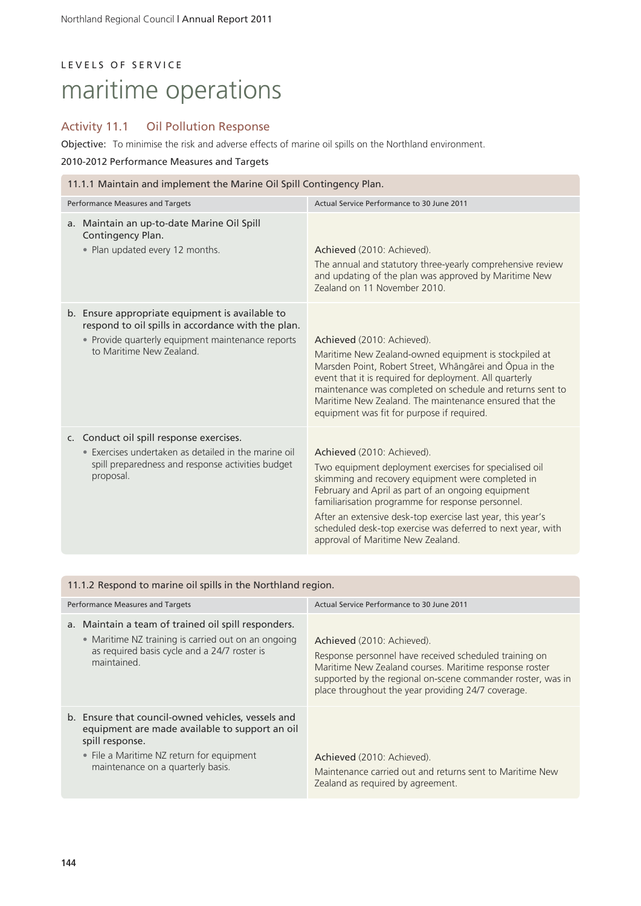LEVELS OF SERVICE

# maritime operations

## Activity 11.1 Oil Pollution Response

**Objective:** To minimise the risk and adverse effects of marine oil spills on the Northland environment.

2010-2012 Performance Measures and Targets

### 11.1.1 Maintain and implement the Marine Oil Spill Contingency Plan.

| Performance Measures and Targets | Actual Service Performance to 30 June 2011 |
|---|---|
| a. Maintain an up-to-date Marine Oil Spill Contingency Plan.<br>• Plan updated every 12 months. | Achieved (2010: Achieved).<br>The annual and statutory three-yearly comprehensive review and updating of the plan was approved by Maritime New Zealand on 11 November 2010. |
| b. Ensure appropriate equipment is available to respond to oil spills in accordance with the plan.<br>• Provide quarterly equipment maintenance reports to Maritime New Zealand. | Achieved (2010: Achieved).<br>Maritime New Zealand-owned equipment is stockpiled at Marsden Point, Robert Street, Whāngārei and Ōpua in the event that it is required for deployment. All quarterly maintenance was completed on schedule and returns sent to Maritime New Zealand. The maintenance ensured that the equipment was fit for purpose if required. |
| c. Conduct oil spill response exercises.<br>• Exercises undertaken as detailed in the marine oil spill preparedness and response activities budget proposal. | Achieved (2010: Achieved).<br>Two equipment deployment exercises for specialised oil skimming and recovery equipment were completed in February and April as part of an ongoing equipment familiarisation programme for response personnel.<br>After an extensive desk-top exercise last year, this year's scheduled desk-top exercise was deferred to next year, with approval of Maritime New Zealand. |

### 11.1.2 Respond to marine oil spills in the Northland region.

| Performance Measures and Targets | Actual Service Performance to 30 June 2011 |
|---|---|
| a. Maintain a team of trained oil spill responders.<br>• Maritime NZ training is carried out on an ongoing as required basis cycle and a 24/7 roster is maintained. | Achieved (2010: Achieved).<br>Response personnel have received scheduled training on Maritime New Zealand courses. Maritime response roster supported by the regional on-scene commander roster, was in place throughout the year providing 24/7 coverage. |
| b. Ensure that council-owned vehicles, vessels and equipment are made available to support an oil spill response.<br>• File a Maritime NZ return for equipment maintenance on a quarterly basis. | Achieved (2010: Achieved).<br>Maintenance carried out and returns sent to Maritime New Zealand as required by agreement. |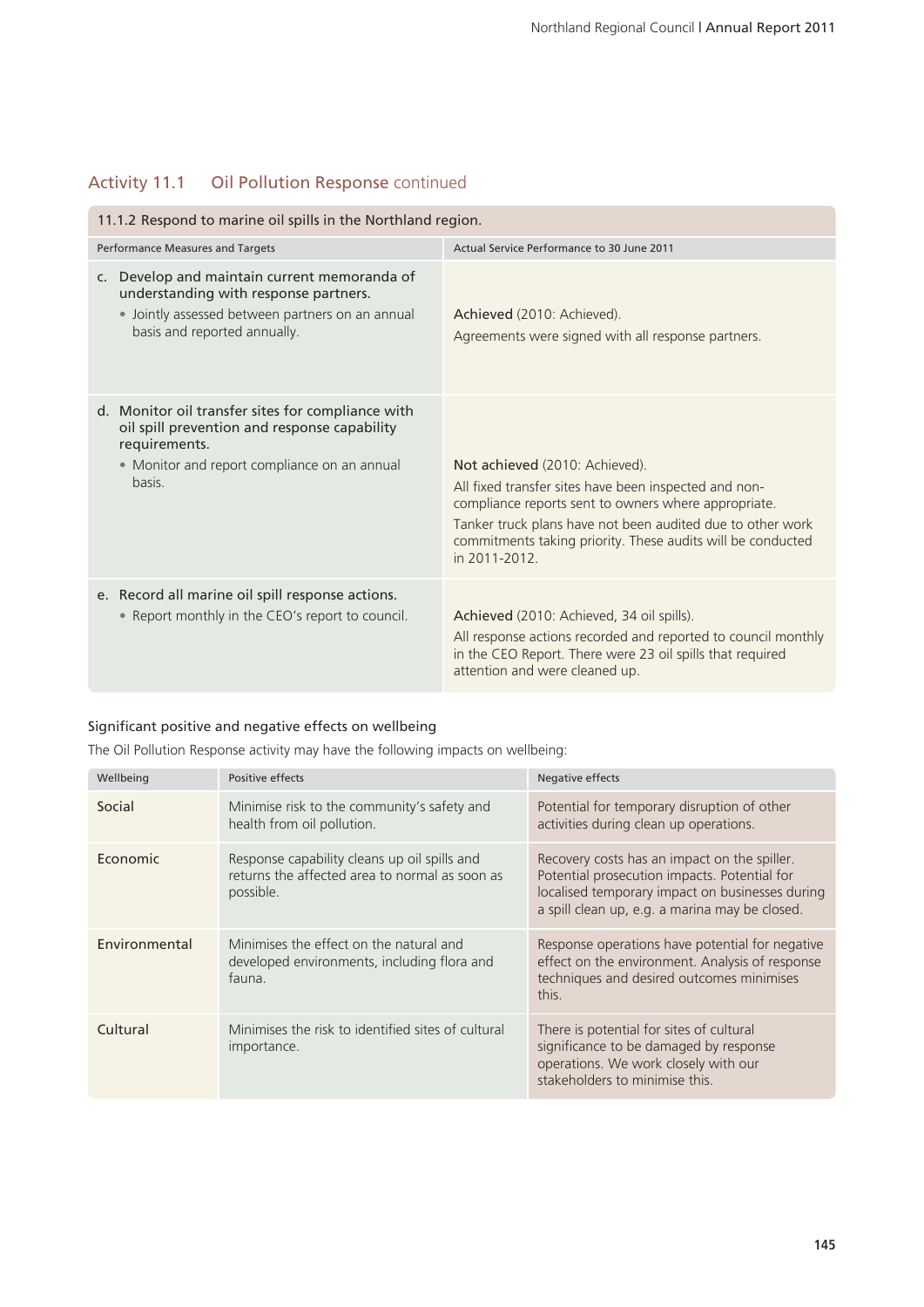## Activity 11.1 Oil Pollution Response continued

| 11.1.2 Respond to marine oil spills in the Northland region. | |
|---|---|
| **Performance Measures and Targets** | **Actual Service Performance to 30 June 2011** |
| c. Develop and maintain current memoranda of understanding with response partners.<br>• Jointly assessed between partners on an annual basis and reported annually. | Achieved (2010: Achieved).<br>Agreements were signed with all response partners. |
| d. Monitor oil transfer sites for compliance with oil spill prevention and response capability requirements.<br>• Monitor and report compliance on an annual basis. | Not achieved (2010: Achieved).<br>All fixed transfer sites have been inspected and non-compliance reports sent to owners where appropriate.<br>Tanker truck plans have not been audited due to other work commitments taking priority. These audits will be conducted in 2011-2012. |
| e. Record all marine oil spill response actions.<br>• Report monthly in the CEO's report to council. | Achieved (2010: Achieved, 34 oil spills).<br>All response actions recorded and reported to council monthly in the CEO Report. There were 23 oil spills that required attention and were cleaned up. |

### Significant positive and negative effects on wellbeing

The Oil Pollution Response activity may have the following impacts on wellbeing:

| Wellbeing | Positive effects | Negative effects |
|---|---|---|
| Social | Minimise risk to the community's safety and health from oil pollution. | Potential for temporary disruption of other activities during clean up operations. |
| Economic | Response capability cleans up oil spills and returns the affected area to normal as soon as possible. | Recovery costs has an impact on the spiller. Potential prosecution impacts. Potential for localised temporary impact on businesses during a spill clean up, e.g. a marina may be closed. |
| Environmental | Minimises the effect on the natural and developed environments, including flora and fauna. | Response operations have potential for negative effect on the environment. Analysis of response techniques and desired outcomes minimises this. |
| Cultural | Minimises the risk to identified sites of cultural importance. | There is potential for sites of cultural significance to be damaged by response operations. We work closely with our stakeholders to minimise this. |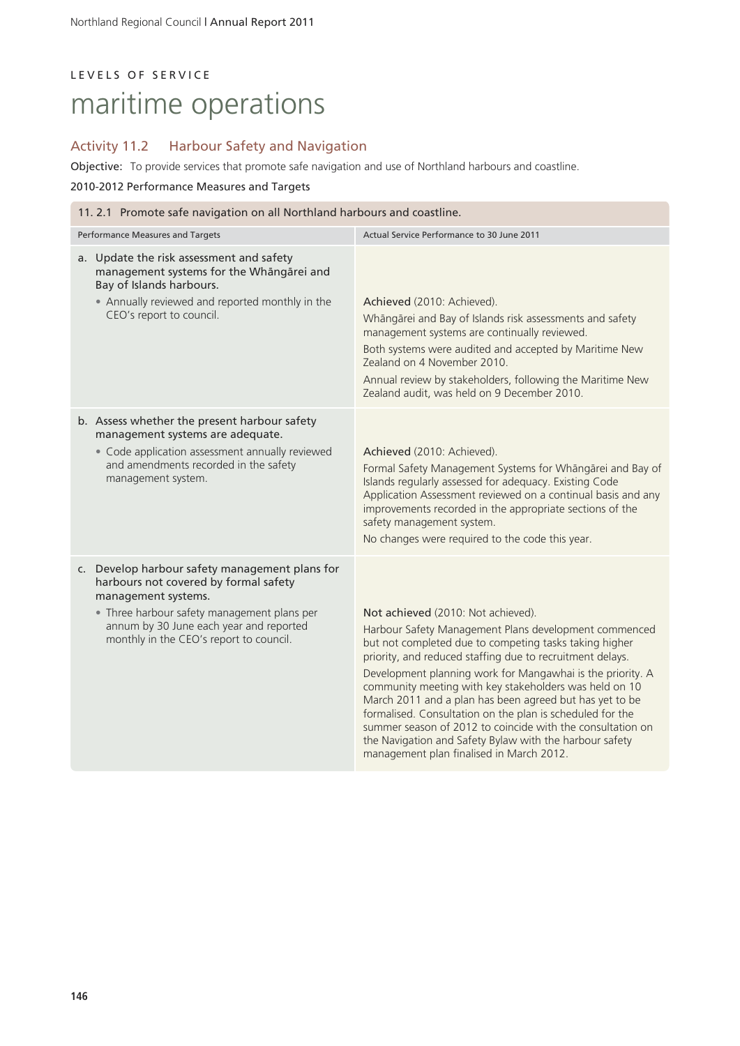LEVELS OF SERVICE

# maritime operations

## Activity 11.2 Harbour Safety and Navigation

**Objective:** To provide services that promote safe navigation and use of Northland harbours and coastline.

2010-2012 Performance Measures and Targets

| 11. 2.1 Promote safe navigation on all Northland harbours and coastline. | |
|---|---|
| Performance Measures and Targets | Actual Service Performance to 30 June 2011 |
| a. Update the risk assessment and safety management systems for the Whāngārei and Bay of Islands harbours.<br>• Annually reviewed and reported monthly in the CEO's report to council. | Achieved (2010: Achieved).<br>Whāngārei and Bay of Islands risk assessments and safety management systems are continually reviewed.<br>Both systems were audited and accepted by Maritime New Zealand on 4 November 2010.<br>Annual review by stakeholders, following the Maritime New Zealand audit, was held on 9 December 2010. |
| b. Assess whether the present harbour safety management systems are adequate.<br>• Code application assessment annually reviewed and amendments recorded in the safety management system. | Achieved (2010: Achieved).<br>Formal Safety Management Systems for Whāngārei and Bay of Islands regularly assessed for adequacy. Existing Code Application Assessment reviewed on a continual basis and any improvements recorded in the appropriate sections of the safety management system.<br>No changes were required to the code this year. |
| c. Develop harbour safety management plans for harbours not covered by formal safety management systems.<br>• Three harbour safety management plans per annum by 30 June each year and reported monthly in the CEO's report to council. | Not achieved (2010: Not achieved).<br>Harbour Safety Management Plans development commenced but not completed due to competing tasks taking higher priority, and reduced staffing due to recruitment delays.<br>Development planning work for Mangawhai is the priority. A community meeting with key stakeholders was held on 10 March 2011 and a plan has been agreed but has yet to be formalised. Consultation on the plan is scheduled for the summer season of 2012 to coincide with the consultation on the Navigation and Safety Bylaw with the harbour safety management plan finalised in March 2012. |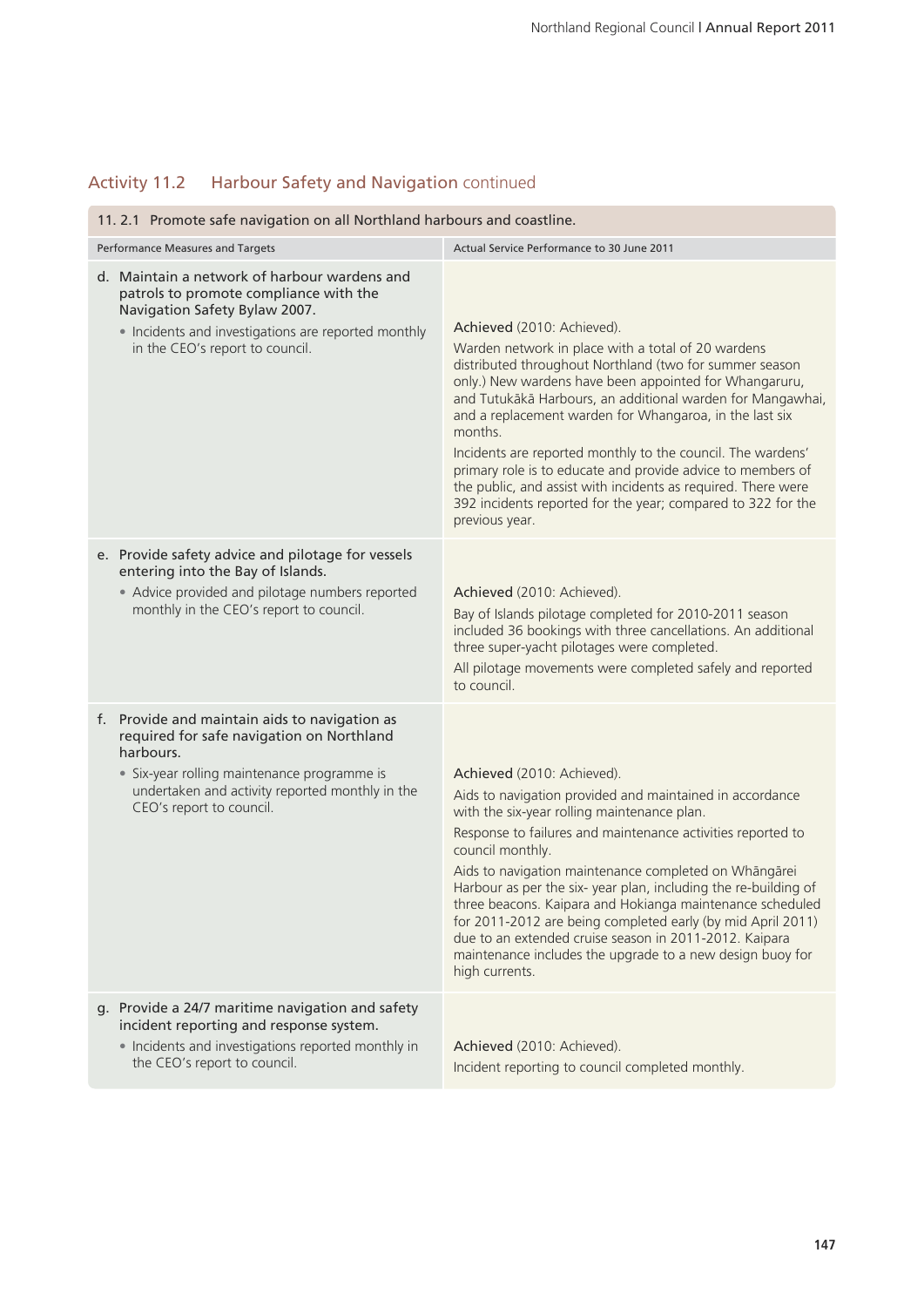## Activity 11.2 Harbour Safety and Navigation continued

| 11. 2.1 Promote safe navigation on all Northland harbours and coastline. | |
|---|---|
| **Performance Measures and Targets** | **Actual Service Performance to 30 June 2011** |
| d. Maintain a network of harbour wardens and patrols to promote compliance with the Navigation Safety Bylaw 2007.<br>• Incidents and investigations are reported monthly in the CEO's report to council. | Achieved (2010: Achieved).<br>Warden network in place with a total of 20 wardens distributed throughout Northland (two for summer season only.) New wardens have been appointed for Whangaruru, and Tutukākā Harbours, an additional warden for Mangawhai, and a replacement warden for Whangaroa, in the last six months.<br>Incidents are reported monthly to the council. The wardens' primary role is to educate and provide advice to members of the public, and assist with incidents as required. There were 392 incidents reported for the year; compared to 322 for the previous year. |
| e. Provide safety advice and pilotage for vessels entering into the Bay of Islands.<br>• Advice provided and pilotage numbers reported monthly in the CEO's report to council. | Achieved (2010: Achieved).<br>Bay of Islands pilotage completed for 2010-2011 season included 36 bookings with three cancellations. An additional three super-yacht pilotages were completed.<br>All pilotage movements were completed safely and reported to council. |
| f. Provide and maintain aids to navigation as required for safe navigation on Northland harbours.<br>• Six-year rolling maintenance programme is undertaken and activity reported monthly in the CEO's report to council. | Achieved (2010: Achieved).<br>Aids to navigation provided and maintained in accordance with the six-year rolling maintenance plan.<br>Response to failures and maintenance activities reported to council monthly.<br>Aids to navigation maintenance completed on Whāngārei Harbour as per the six- year plan, including the re-building of three beacons. Kaipara and Hokianga maintenance scheduled for 2011-2012 are being completed early (by mid April 2011) due to an extended cruise season in 2011-2012. Kaipara maintenance includes the upgrade to a new design buoy for high currents. |
| g. Provide a 24/7 maritime navigation and safety incident reporting and response system.<br>• Incidents and investigations reported monthly in the CEO's report to council. | Achieved (2010: Achieved).<br>Incident reporting to council completed monthly. |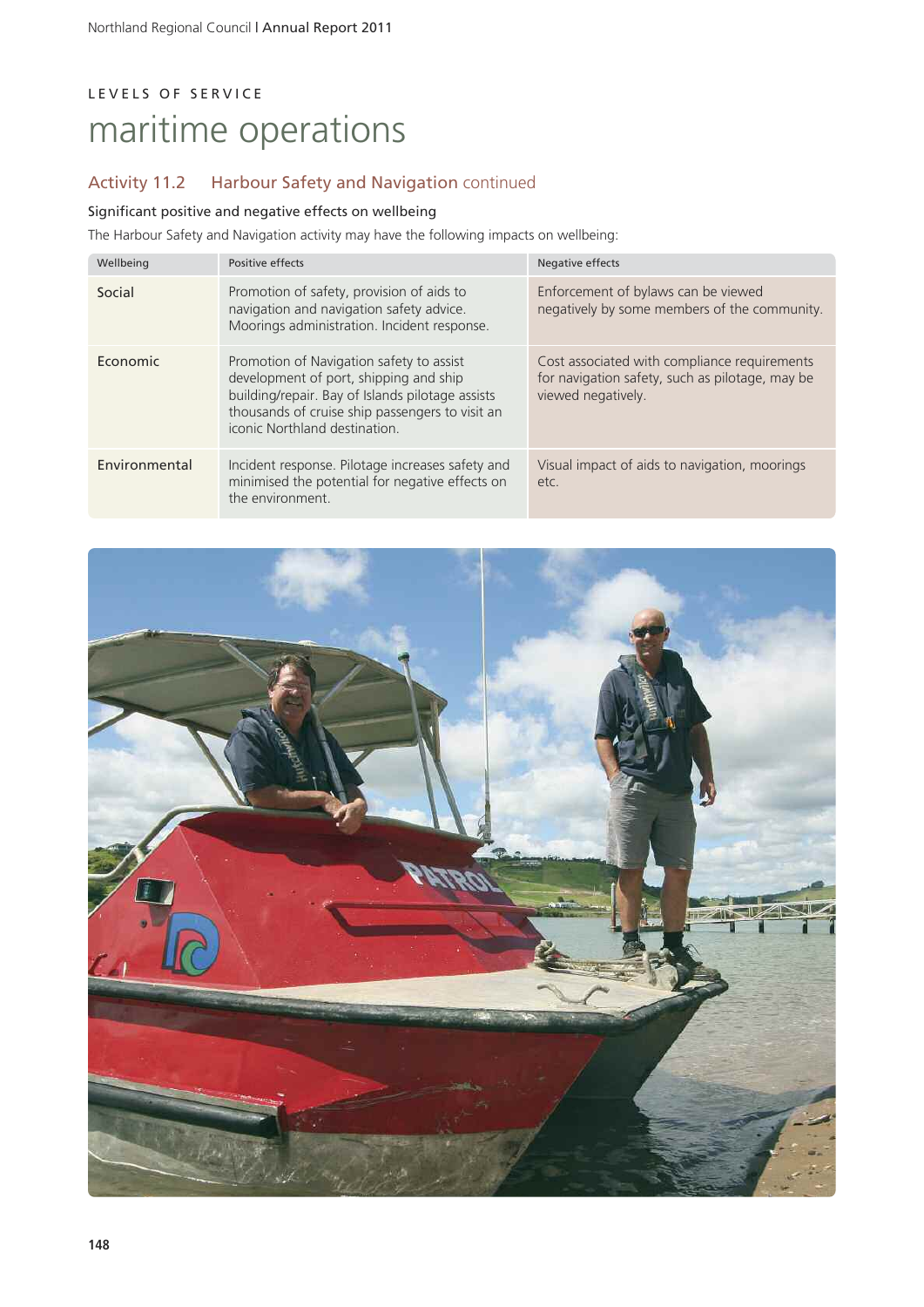LEVELS OF SERVICE

# maritime operations

## Activity 11.2 Harbour Safety and Navigation continued

### Significant positive and negative effects on wellbeing

The Harbour Safety and Navigation activity may have the following impacts on wellbeing:

| Wellbeing | Positive effects | Negative effects |
|---|---|---|
| Social | Promotion of safety, provision of aids to navigation and navigation safety advice. Moorings administration. Incident response. | Enforcement of bylaws can be viewed negatively by some members of the community. |
| Economic | Promotion of Navigation safety to assist development of port, shipping and ship building/repair. Bay of Islands pilotage assists thousands of cruise ship passengers to visit an iconic Northland destination. | Cost associated with compliance requirements for navigation safety, such as pilotage, may be viewed negatively. |
| Environmental | Incident response. Pilotage increases safety and minimised the potential for negative effects on the environment. | Visual impact of aids to navigation, moorings etc. |